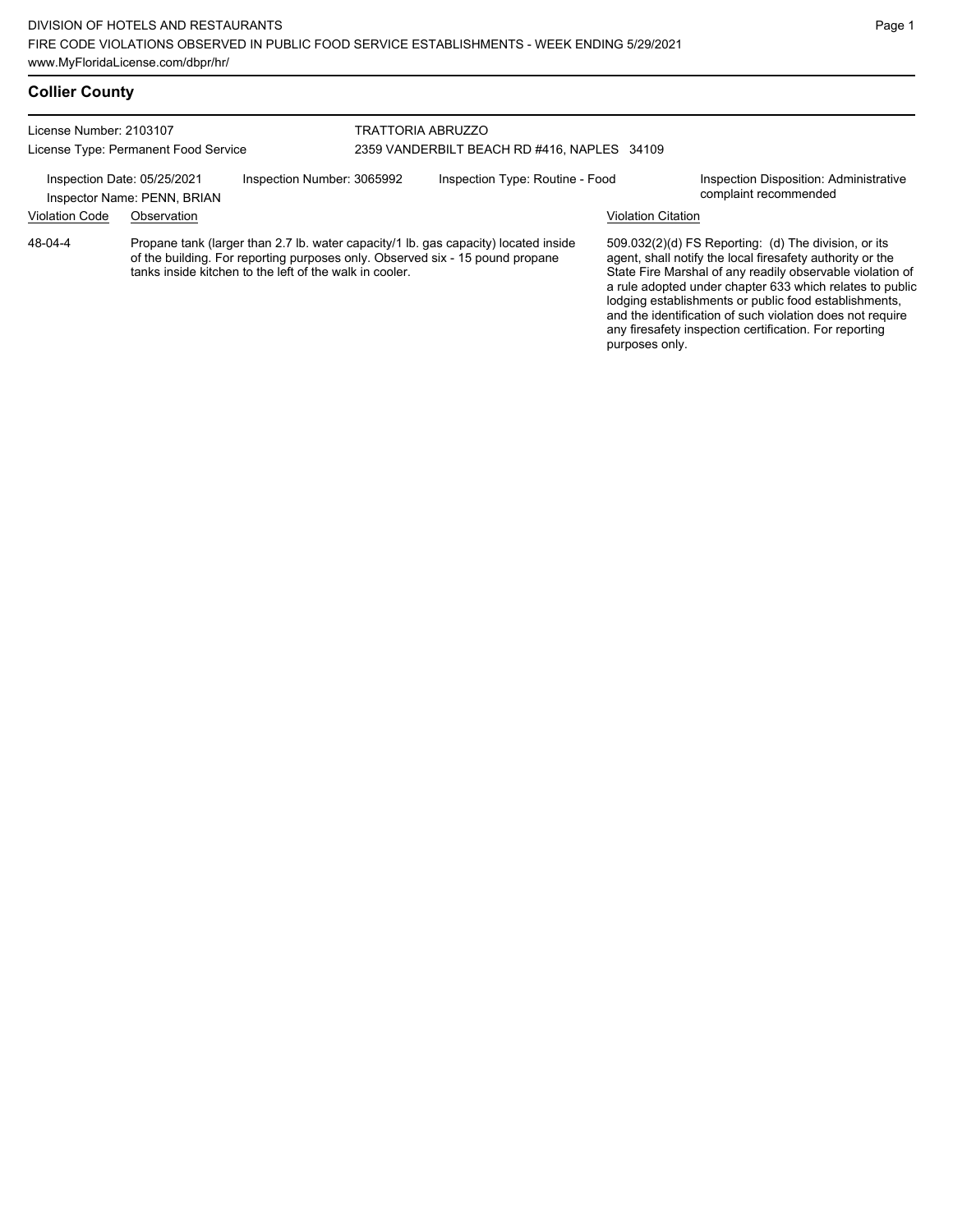DIVISION OF HOTELS AND RESTAURANTS
FIRE CODE VIOLATIONS OBSERVED IN PUBLIC FOOD SERVICE ESTABLISHMENTS - WEEK ENDING 5/29/2021
www.MyFloridaLicense.com/dbpr/hr/

## Collier County

License Number: 2103107
License Type: Permanent Food Service

TRATTORIA ABRUZZO
2359 VANDERBILT BEACH RD #416, NAPLES 34109

Inspection Date: 05/25/2021
Inspector Name: PENN, BRIAN
Inspection Number: 3065992
Inspection Type: Routine - Food
Inspection Disposition: Administrative complaint recommended

| Violation Code | Observation | Violation Citation |
| --- | --- | --- |
| 48-04-4 | Propane tank (larger than 2.7 lb. water capacity/1 lb. gas capacity) located inside of the building. For reporting purposes only. Observed six - 15 pound propane tanks inside kitchen to the left of the walk in cooler. | 509.032(2)(d) FS Reporting: (d) The division, or its agent, shall notify the local firesafety authority or the State Fire Marshal of any readily observable violation of a rule adopted under chapter 633 which relates to public lodging establishments or public food establishments, and the identification of such violation does not require any firesafety inspection certification. For reporting purposes only. |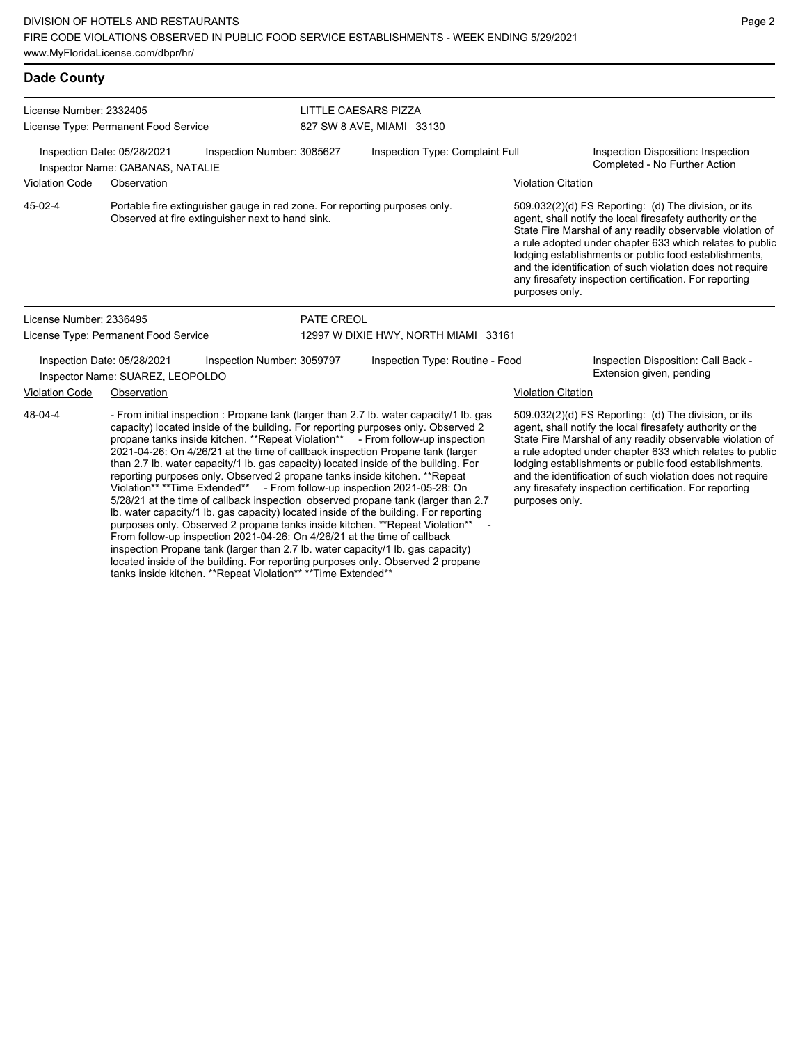## Dade County

**License Number:** 2332405
**License Type:** Permanent Food Service

**LITTLE CAESARS PIZZA**
827 SW 8 AVE, MIAMI 33130

**Inspection Date:** 05/28/2021
**Inspection Number:** 3085627
**Inspection Type:** Complaint Full
**Inspector Name:** CABANAS, NATALIE
**Inspection Disposition:** Inspection Completed - No Further Action

| Violation Code | Observation | Violation Citation |
|---|---|---|
| 45-02-4 | Portable fire extinguisher gauge in red zone. For reporting purposes only. Observed at fire extinguisher next to hand sink. | 509.032(2)(d) FS Reporting: (d) The division, or its agent, shall notify the local firesafety authority or the State Fire Marshal of any readily observable violation of a rule adopted under chapter 633 which relates to public lodging establishments or public food establishments, and the identification of such violation does not require any firesafety inspection certification. For reporting purposes only. |

---

**License Number:** 2336495
**License Type:** Permanent Food Service

**PATE CREOL**
12997 W DIXIE HWY, NORTH MIAMI 33161

**Inspection Date:** 05/28/2021
**Inspection Number:** 3059797
**Inspection Type:** Routine - Food
**Inspector Name:** SUAREZ, LEOPOLDO
**Inspection Disposition:** Call Back - Extension given, pending

| Violation Code | Observation | Violation Citation |
|---|---|---|
| 48-04-4 | - From initial inspection : Propane tank (larger than 2.7 lb. water capacity/1 lb. gas capacity) located inside of the building. For reporting purposes only. Observed 2 propane tanks inside kitchen. **Repeat Violation** - From follow-up inspection 2021-04-26: On 4/26/21 at the time of callback inspection Propane tank (larger than 2.7 lb. water capacity/1 lb. gas capacity) located inside of the building. For reporting purposes only. Observed 2 propane tanks inside kitchen. **Repeat Violation** **Time Extended** - From follow-up inspection 2021-05-28: On 5/28/21 at the time of callback inspection observed propane tank (larger than 2.7 lb. water capacity/1 lb. gas capacity) located inside of the building. For reporting purposes only. Observed 2 propane tanks inside kitchen. **Repeat Violation** - From follow-up inspection 2021-04-26: On 4/26/21 at the time of callback inspection Propane tank (larger than 2.7 lb. water capacity/1 lb. gas capacity) located inside of the building. For reporting purposes only. Observed 2 propane tanks inside kitchen. **Repeat Violation** **Time Extended** | 509.032(2)(d) FS Reporting: (d) The division, or its agent, shall notify the local firesafety authority or the State Fire Marshal of any readily observable violation of a rule adopted under chapter 633 which relates to public lodging establishments or public food establishments, and the identification of such violation does not require any firesafety inspection certification. For reporting purposes only. |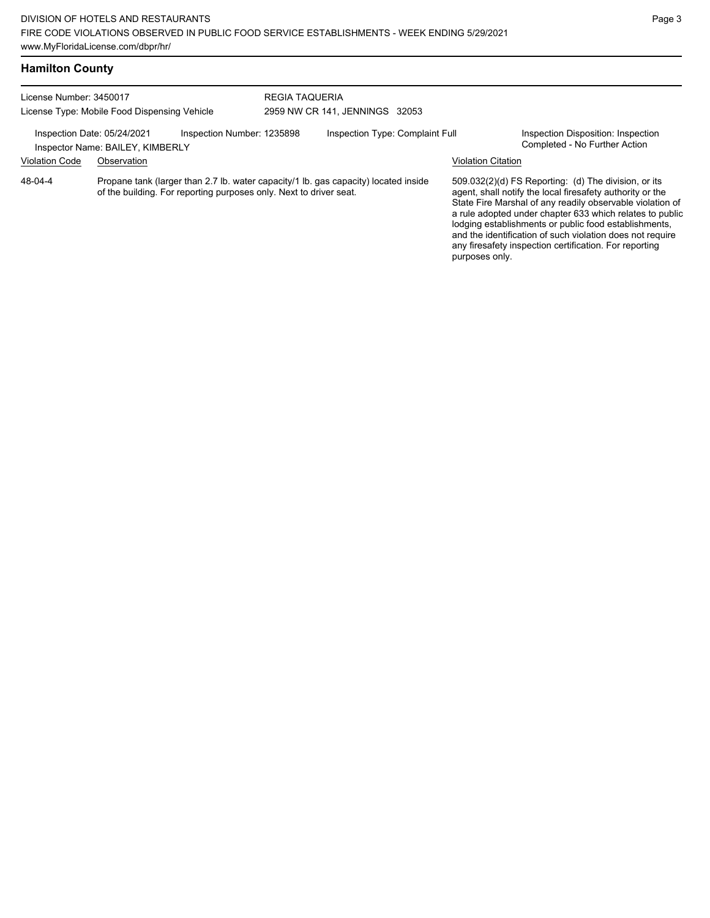## Hamilton County

License Number: 3450017
License Type: Mobile Food Dispensing Vehicle

REGIA TAQUERIA
2959 NW CR 141, JENNINGS 32053

Inspection Date: 05/24/2021
Inspection Number: 1235898
Inspection Type: Complaint Full
Inspection Disposition: Inspection Completed - No Further Action
Inspector Name: BAILEY, KIMBERLY

| Violation Code | Observation | Violation Citation |
| --- | --- | --- |
| 48-04-4 | Propane tank (larger than 2.7 lb. water capacity/1 lb. gas capacity) located inside of the building. For reporting purposes only. Next to driver seat. | 509.032(2)(d) FS Reporting: (d) The division, or its agent, shall notify the local firesafety authority or the State Fire Marshal of any readily observable violation of a rule adopted under chapter 633 which relates to public lodging establishments or public food establishments, and the identification of such violation does not require any firesafety inspection certification. For reporting purposes only. |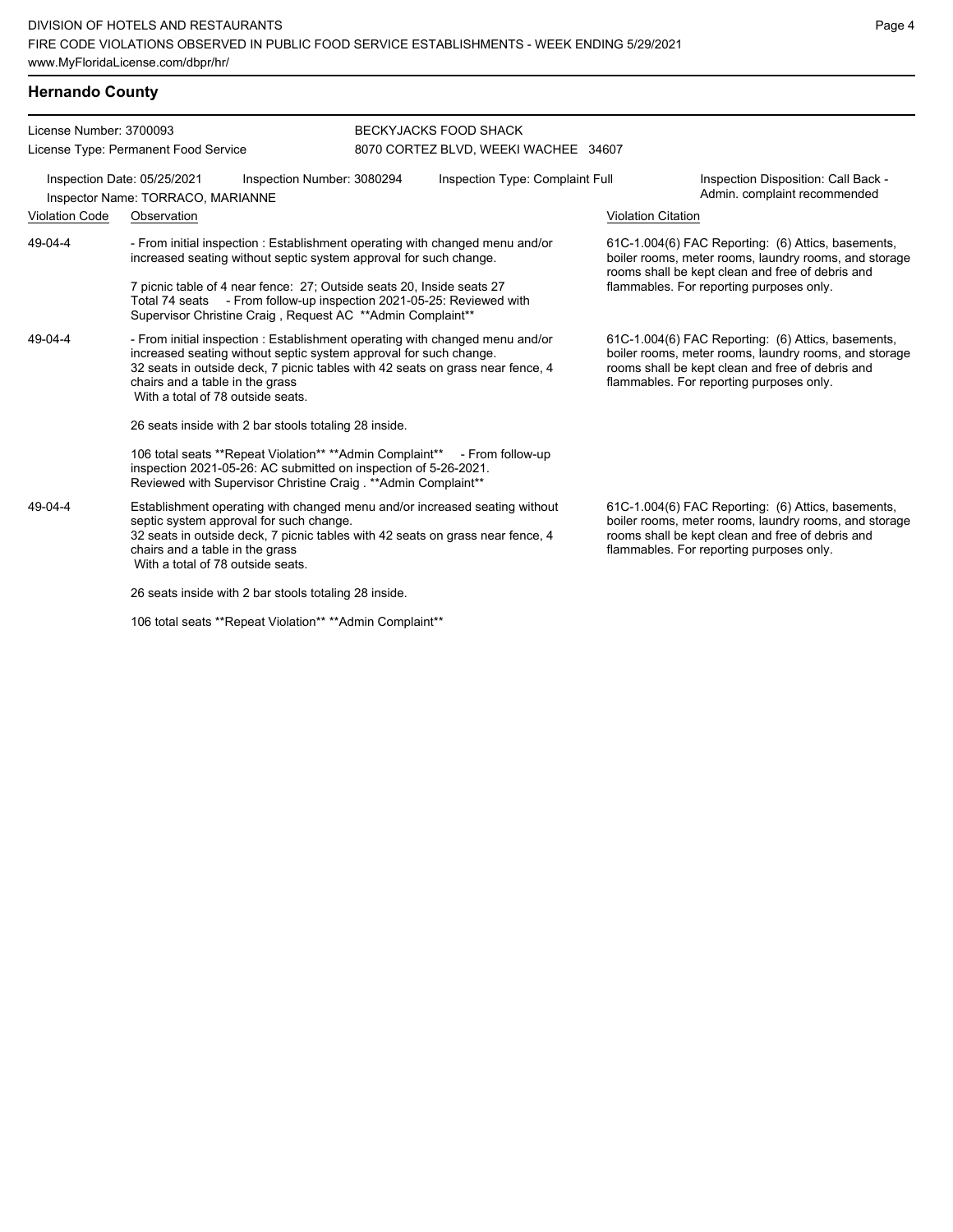## Hernando County

License Number: 3700093
License Type: Permanent Food Service

BECKYJACKS FOOD SHACK
8070 CORTEZ BLVD, WEEKI WACHEE 34607

Inspection Date: 05/25/2021 Inspection Number: 3080294 Inspection Type: Complaint Full
Inspector Name: TORRACO, MARIANNE
Inspection Disposition: Call Back - Admin. complaint recommended

| Violation Code | Observation | Violation Citation |
|---|---|---|
| 49-04-4 | - From initial inspection : Establishment operating with changed menu and/or increased seating without septic system approval for such change.<br><br>7 picnic table of 4 near fence: 27; Outside seats 20, Inside seats 27<br>Total 74 seats - From follow-up inspection 2021-05-25: Reviewed with Supervisor Christine Craig , Request AC **Admin Complaint** | 61C-1.004(6) FAC Reporting: (6) Attics, basements, boiler rooms, meter rooms, laundry rooms, and storage rooms shall be kept clean and free of debris and flammables. For reporting purposes only. |
| 49-04-4 | - From initial inspection : Establishment operating with changed menu and/or increased seating without septic system approval for such change.<br>32 seats in outside deck, 7 picnic tables with 42 seats on grass near fence, 4 chairs and a table in the grass<br>With a total of 78 outside seats.<br><br>26 seats inside with 2 bar stools totaling 28 inside.<br><br>106 total seats **Repeat Violation** **Admin Complaint** - From follow-up inspection 2021-05-26: AC submitted on inspection of 5-26-2021.<br>Reviewed with Supervisor Christine Craig . **Admin Complaint** | 61C-1.004(6) FAC Reporting: (6) Attics, basements, boiler rooms, meter rooms, laundry rooms, and storage rooms shall be kept clean and free of debris and flammables. For reporting purposes only. |
| 49-04-4 | Establishment operating with changed menu and/or increased seating without septic system approval for such change.<br>32 seats in outside deck, 7 picnic tables with 42 seats on grass near fence, 4 chairs and a table in the grass<br>With a total of 78 outside seats.<br><br>26 seats inside with 2 bar stools totaling 28 inside.<br><br>106 total seats **Repeat Violation** **Admin Complaint** | 61C-1.004(6) FAC Reporting: (6) Attics, basements, boiler rooms, meter rooms, laundry rooms, and storage rooms shall be kept clean and free of debris and flammables. For reporting purposes only. |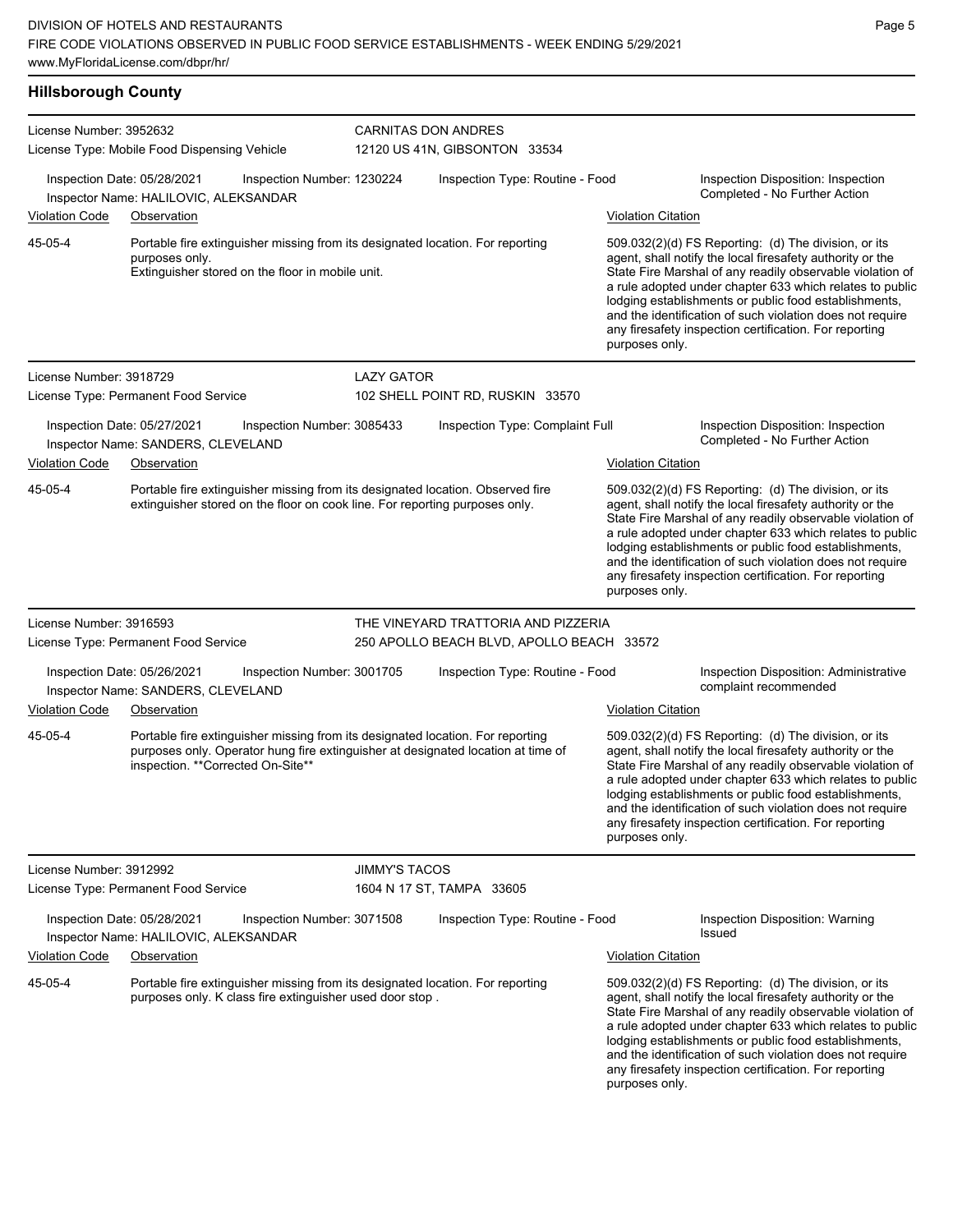## Hillsborough County

**License Number:** 3952632
**License Type:** Mobile Food Dispensing Vehicle
**CARNITAS DON ANDRES**
12120 US 41N, GIBSONTON 33534

**Inspection Date:** 05/28/2021
**Inspection Number:** 1230224
**Inspection Type:** Routine - Food
**Inspector Name:** HALILOVIC, ALEKSANDAR
**Inspection Disposition:** Inspection Completed - No Further Action

| Violation Code | Observation | Violation Citation |
|---|---|---|
| 45-05-4 | Portable fire extinguisher missing from its designated location. For reporting purposes only. Extinguisher stored on the floor in mobile unit. | 509.032(2)(d) FS Reporting: (d) The division, or its agent, shall notify the local firesafety authority or the State Fire Marshal of any readily observable violation of a rule adopted under chapter 633 which relates to public lodging establishments or public food establishments, and the identification of such violation does not require any firesafety inspection certification. For reporting purposes only. |

---

**License Number:** 3918729
**License Type:** Permanent Food Service
**LAZY GATOR**
102 SHELL POINT RD, RUSKIN 33570

**Inspection Date:** 05/27/2021
**Inspection Number:** 3085433
**Inspection Type:** Complaint Full
**Inspector Name:** SANDERS, CLEVELAND
**Inspection Disposition:** Inspection Completed - No Further Action

| Violation Code | Observation | Violation Citation |
|---|---|---|
| 45-05-4 | Portable fire extinguisher missing from its designated location. Observed fire extinguisher stored on the floor on cook line. For reporting purposes only. | 509.032(2)(d) FS Reporting: (d) The division, or its agent, shall notify the local firesafety authority or the State Fire Marshal of any readily observable violation of a rule adopted under chapter 633 which relates to public lodging establishments or public food establishments, and the identification of such violation does not require any firesafety inspection certification. For reporting purposes only. |

---

**License Number:** 3916593
**License Type:** Permanent Food Service
**THE VINEYARD TRATTORIA AND PIZZERIA**
250 APOLLO BEACH BLVD, APOLLO BEACH 33572

**Inspection Date:** 05/26/2021
**Inspection Number:** 3001705
**Inspection Type:** Routine - Food
**Inspector Name:** SANDERS, CLEVELAND
**Inspection Disposition:** Administrative complaint recommended

| Violation Code | Observation | Violation Citation |
|---|---|---|
| 45-05-4 | Portable fire extinguisher missing from its designated location. For reporting purposes only. Operator hung fire extinguisher at designated location at time of inspection. **Corrected On-Site** | 509.032(2)(d) FS Reporting: (d) The division, or its agent, shall notify the local firesafety authority or the State Fire Marshal of any readily observable violation of a rule adopted under chapter 633 which relates to public lodging establishments or public food establishments, and the identification of such violation does not require any firesafety inspection certification. For reporting purposes only. |

---

**License Number:** 3912992
**License Type:** Permanent Food Service
**JIMMY'S TACOS**
1604 N 17 ST, TAMPA 33605

**Inspection Date:** 05/28/2021
**Inspection Number:** 3071508
**Inspection Type:** Routine - Food
**Inspector Name:** HALILOVIC, ALEKSANDAR
**Inspection Disposition:** Warning Issued

| Violation Code | Observation | Violation Citation |
|---|---|---|
| 45-05-4 | Portable fire extinguisher missing from its designated location. For reporting purposes only. K class fire extinguisher used door stop . | 509.032(2)(d) FS Reporting: (d) The division, or its agent, shall notify the local firesafety authority or the State Fire Marshal of any readily observable violation of a rule adopted under chapter 633 which relates to public lodging establishments or public food establishments, and the identification of such violation does not require any firesafety inspection certification. For reporting purposes only. |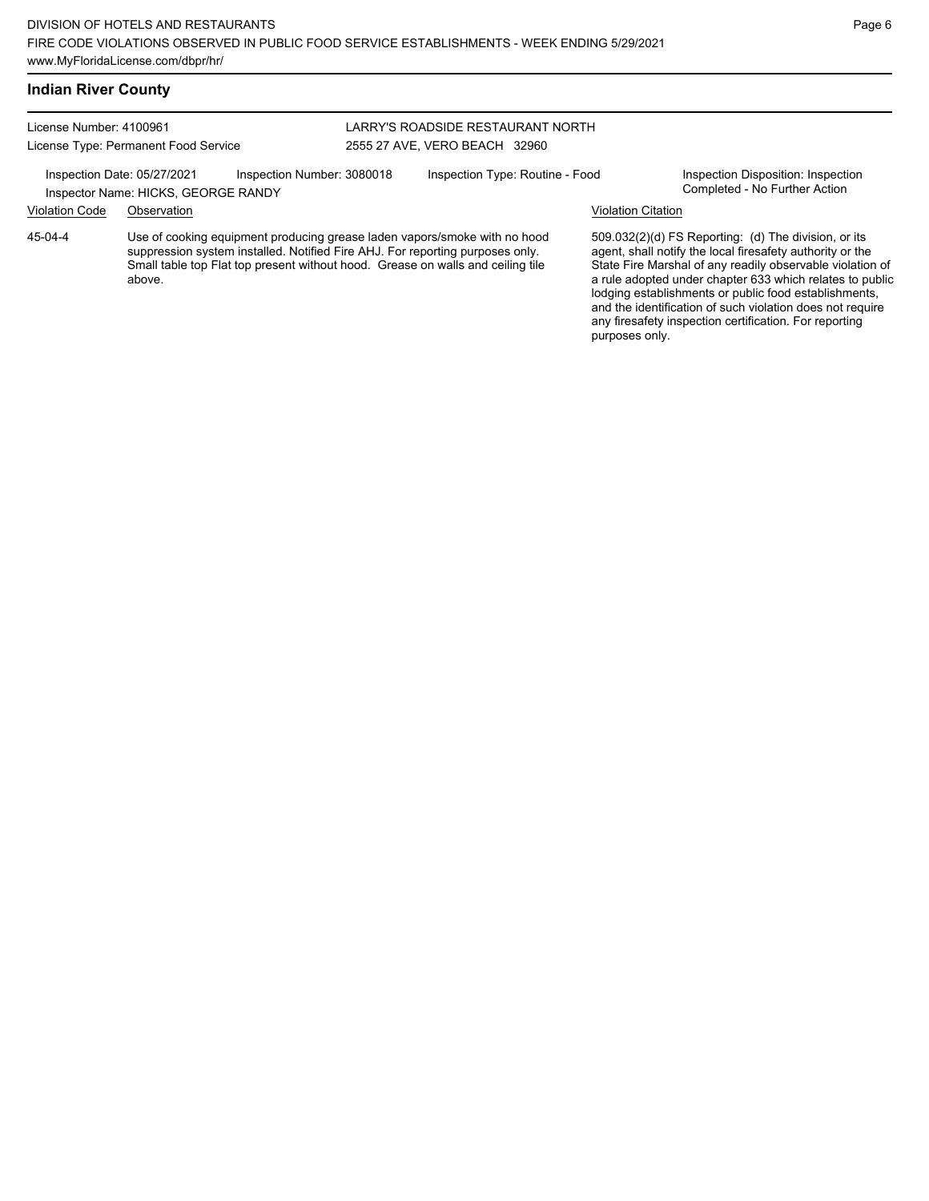## Indian River County

License Number: 4100961
License Type: Permanent Food Service

LARRY'S ROADSIDE RESTAURANT NORTH
2555 27 AVE, VERO BEACH 32960

Inspection Date: 05/27/2021
Inspection Number: 3080018
Inspection Type: Routine - Food
Inspection Disposition: Inspection Completed - No Further Action
Inspector Name: HICKS, GEORGE RANDY

| Violation Code | Observation | Violation Citation |
| --- | --- | --- |
| 45-04-4 | Use of cooking equipment producing grease laden vapors/smoke with no hood suppression system installed. Notified Fire AHJ. For reporting purposes only. Small table top Flat top present without hood. Grease on walls and ceiling tile above. | 509.032(2)(d) FS Reporting: (d) The division, or its agent, shall notify the local firesafety authority or the State Fire Marshal of any readily observable violation of a rule adopted under chapter 633 which relates to public lodging establishments or public food establishments, and the identification of such violation does not require any firesafety inspection certification. For reporting purposes only. |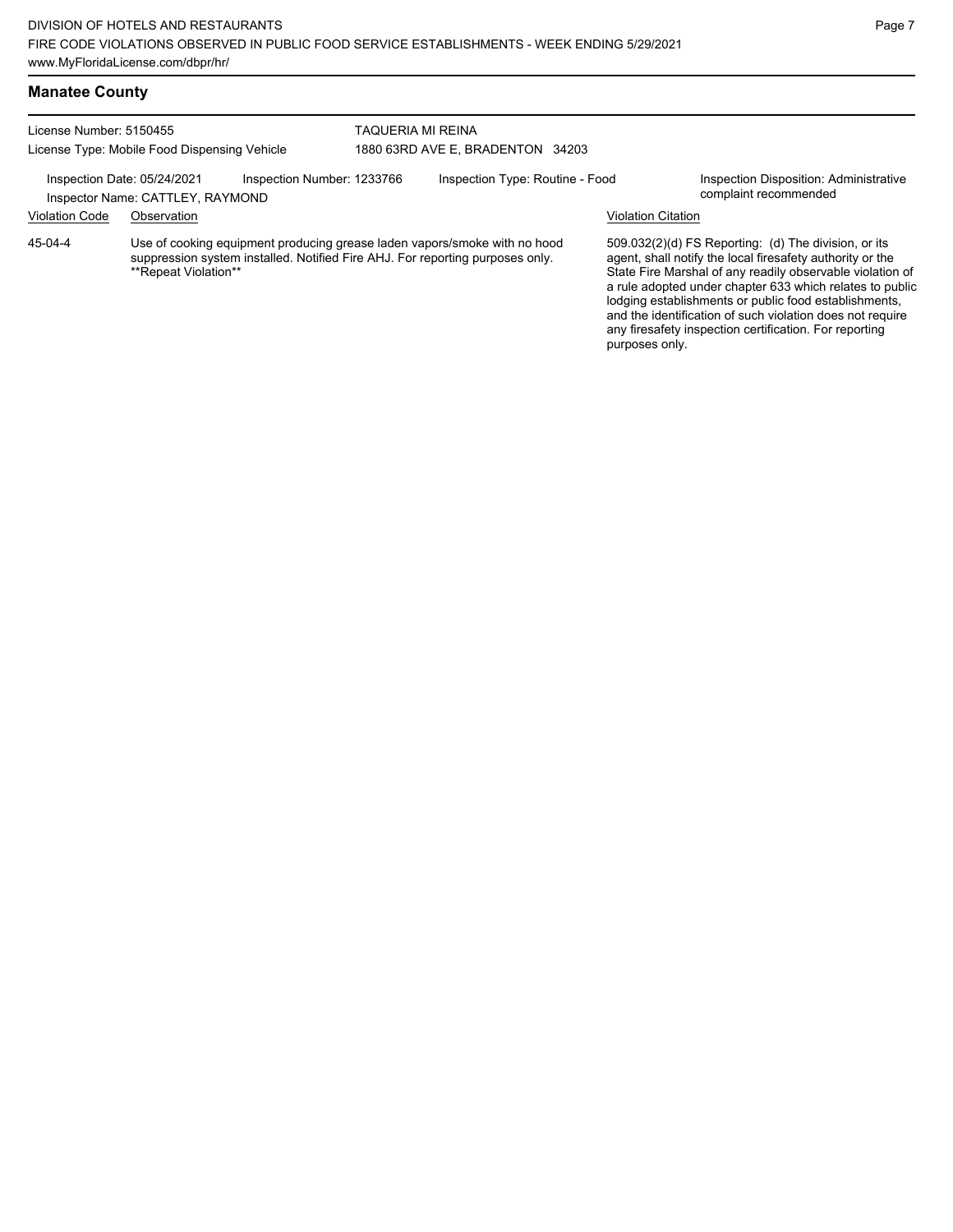## Manatee County

License Number: 5150455
License Type: Mobile Food Dispensing Vehicle

TAQUERIA MI REINA
1880 63RD AVE E, BRADENTON 34203

Inspection Date: 05/24/2021
Inspector Name: CATTLEY, RAYMOND
Inspection Number: 1233766
Inspection Type: Routine - Food
Inspection Disposition: Administrative complaint recommended

| Violation Code | Observation | Violation Citation |
| --- | --- | --- |
| 45-04-4 | Use of cooking equipment producing grease laden vapors/smoke with no hood suppression system installed. Notified Fire AHJ. For reporting purposes only. **Repeat Violation** | 509.032(2)(d) FS Reporting: (d) The division, or its agent, shall notify the local firesafety authority or the State Fire Marshal of any readily observable violation of a rule adopted under chapter 633 which relates to public lodging establishments or public food establishments, and the identification of such violation does not require any firesafety inspection certification. For reporting purposes only. |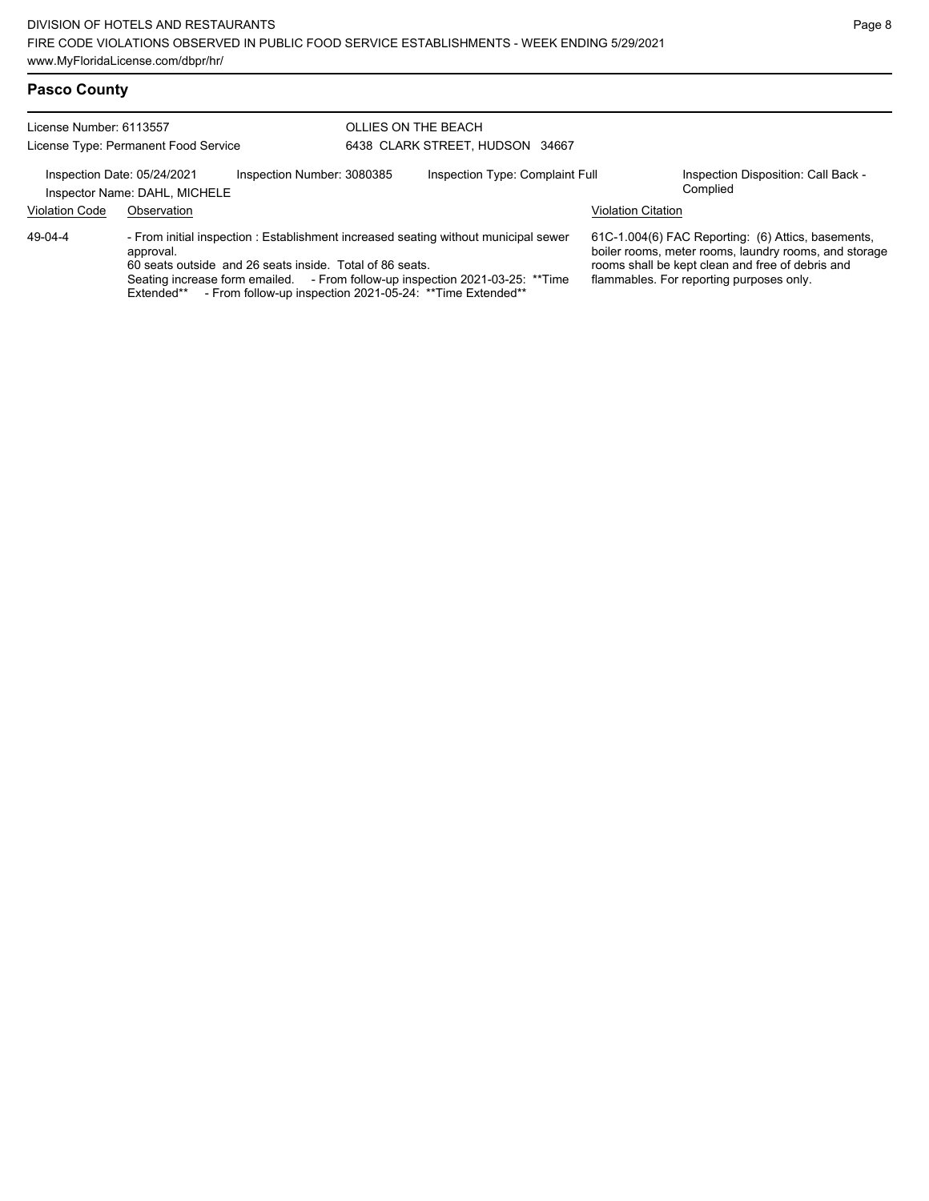## Pasco County

License Number: 6113557
License Type: Permanent Food Service

OLLIES ON THE BEACH
6438 CLARK STREET, HUDSON 34667

Inspection Date: 05/24/2021
Inspector Name: DAHL, MICHELE
Inspection Number: 3080385
Inspection Type: Complaint Full
Inspection Disposition: Call Back - Complied

| Violation Code | Observation | Violation Citation |
|---|---|---|
| 49-04-4 | - From initial inspection : Establishment increased seating without municipal sewer approval. 60 seats outside and 26 seats inside. Total of 86 seats. Seating increase form emailed. - From follow-up inspection 2021-03-25: **Time Extended** - From follow-up inspection 2021-05-24: **Time Extended** | 61C-1.004(6) FAC Reporting: (6) Attics, basements, boiler rooms, meter rooms, laundry rooms, and storage rooms shall be kept clean and free of debris and flammables. For reporting purposes only. |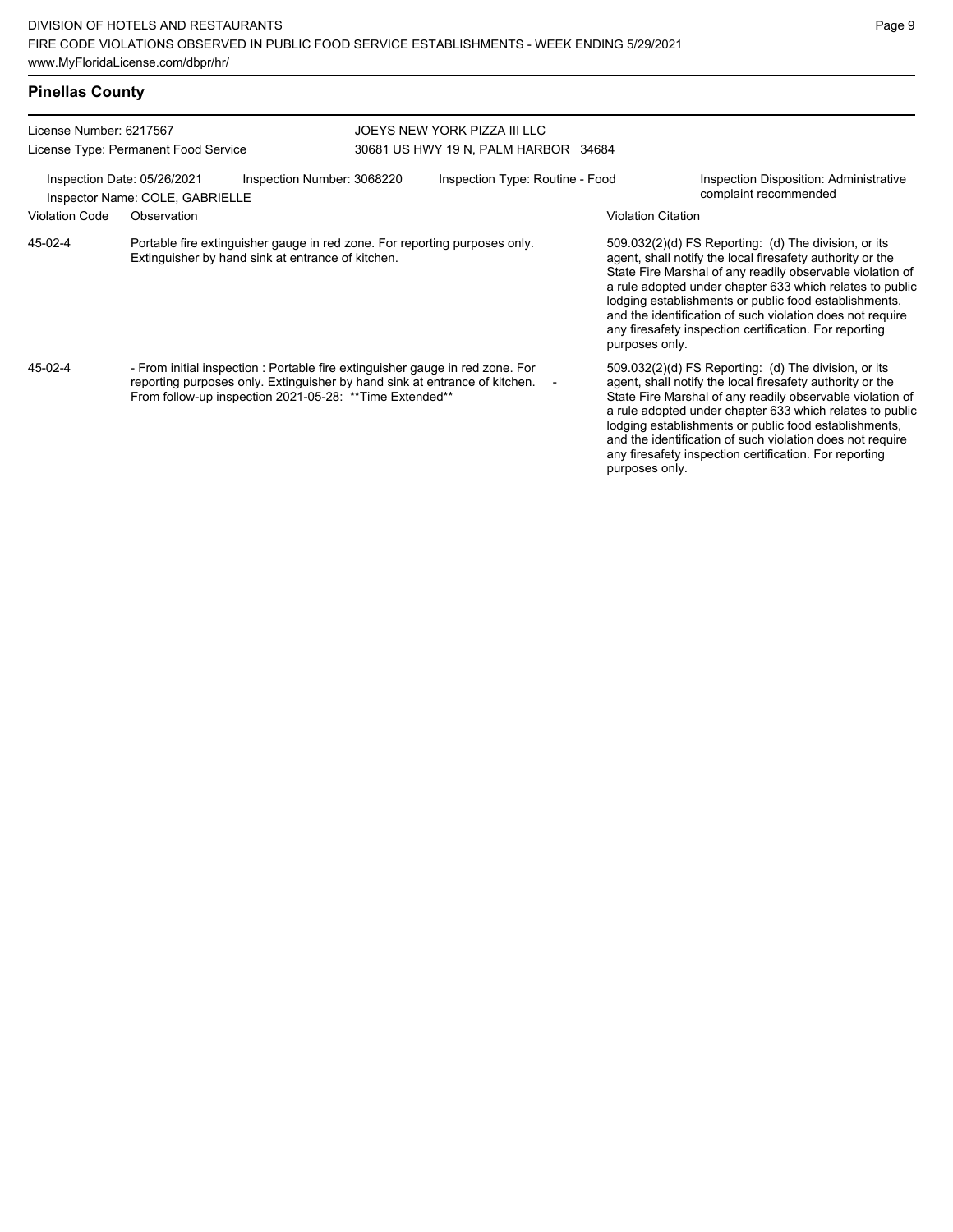## Pinellas County

License Number: 6217567
License Type: Permanent Food Service

JOEYS NEW YORK PIZZA III LLC
30681 US HWY 19 N, PALM HARBOR 34684

Inspection Date: 05/26/2021 | Inspection Number: 3068220 | Inspection Type: Routine - Food | Inspection Disposition: Administrative complaint recommended

Inspector Name: COLE, GABRIELLE

| Violation Code | Observation | Violation Citation |
|---|---|---|
| 45-02-4 | Portable fire extinguisher gauge in red zone. For reporting purposes only. Extinguisher by hand sink at entrance of kitchen. | 509.032(2)(d) FS Reporting: (d) The division, or its agent, shall notify the local firesafety authority or the State Fire Marshal of any readily observable violation of a rule adopted under chapter 633 which relates to public lodging establishments or public food establishments, and the identification of such violation does not require any firesafety inspection certification. For reporting purposes only. |
| 45-02-4 | - From initial inspection : Portable fire extinguisher gauge in red zone. For reporting purposes only. Extinguisher by hand sink at entrance of kitchen. - From follow-up inspection 2021-05-28: **Time Extended** | 509.032(2)(d) FS Reporting: (d) The division, or its agent, shall notify the local firesafety authority or the State Fire Marshal of any readily observable violation of a rule adopted under chapter 633 which relates to public lodging establishments or public food establishments, and the identification of such violation does not require any firesafety inspection certification. For reporting purposes only. |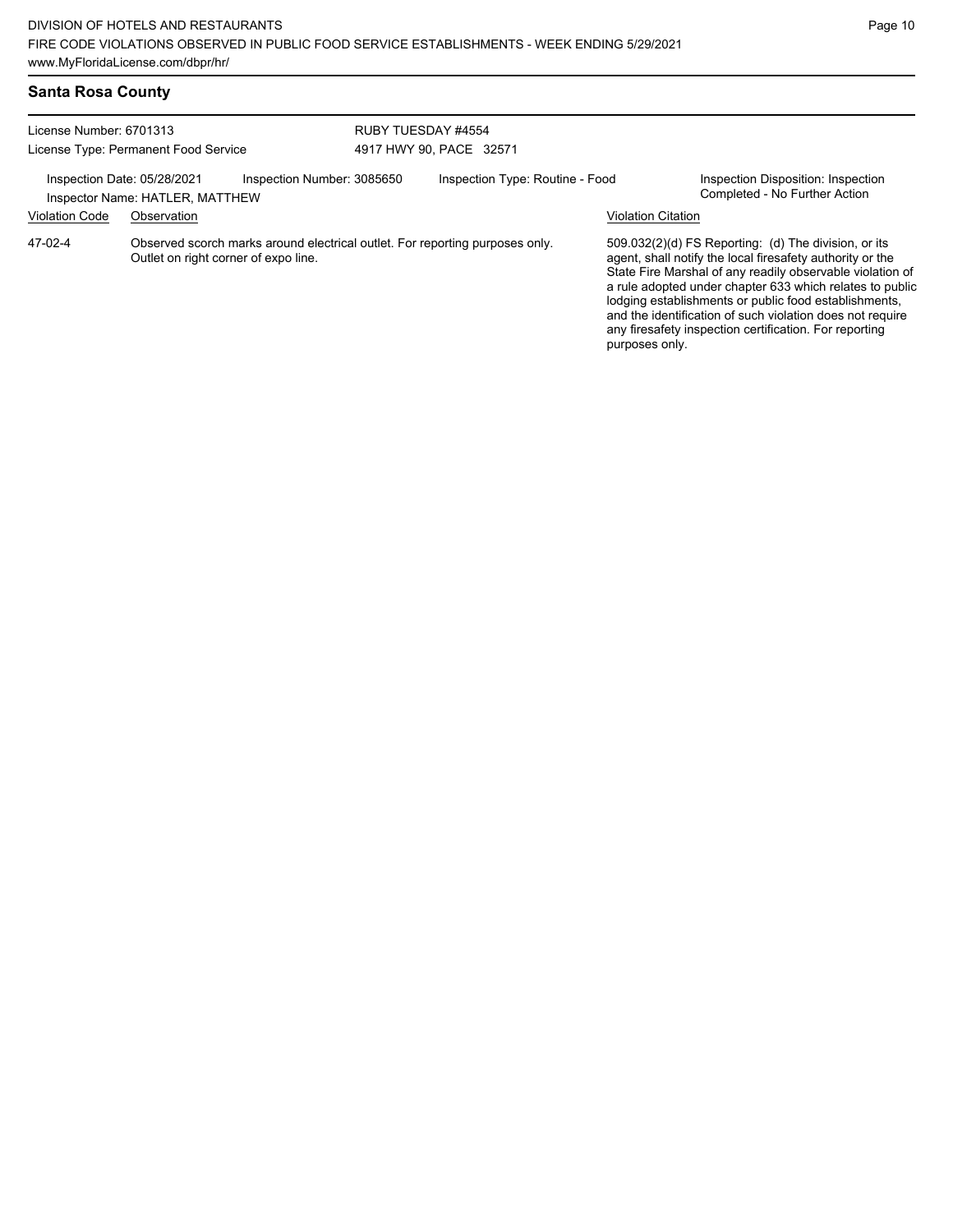## Santa Rosa County

License Number: 6701313
License Type: Permanent Food Service

RUBY TUESDAY #4554
4917 HWY 90, PACE 32571

Inspection Date: 05/28/2021
Inspector Name: HATLER, MATTHEW
Inspection Number: 3085650
Inspection Type: Routine - Food
Inspection Disposition: Inspection Completed - No Further Action

| Violation Code | Observation | Violation Citation |
| --- | --- | --- |
| 47-02-4 | Observed scorch marks around electrical outlet. For reporting purposes only. Outlet on right corner of expo line. | 509.032(2)(d) FS Reporting: (d) The division, or its agent, shall notify the local firesafety authority or the State Fire Marshal of any readily observable violation of a rule adopted under chapter 633 which relates to public lodging establishments or public food establishments, and the identification of such violation does not require any firesafety inspection certification. For reporting purposes only. |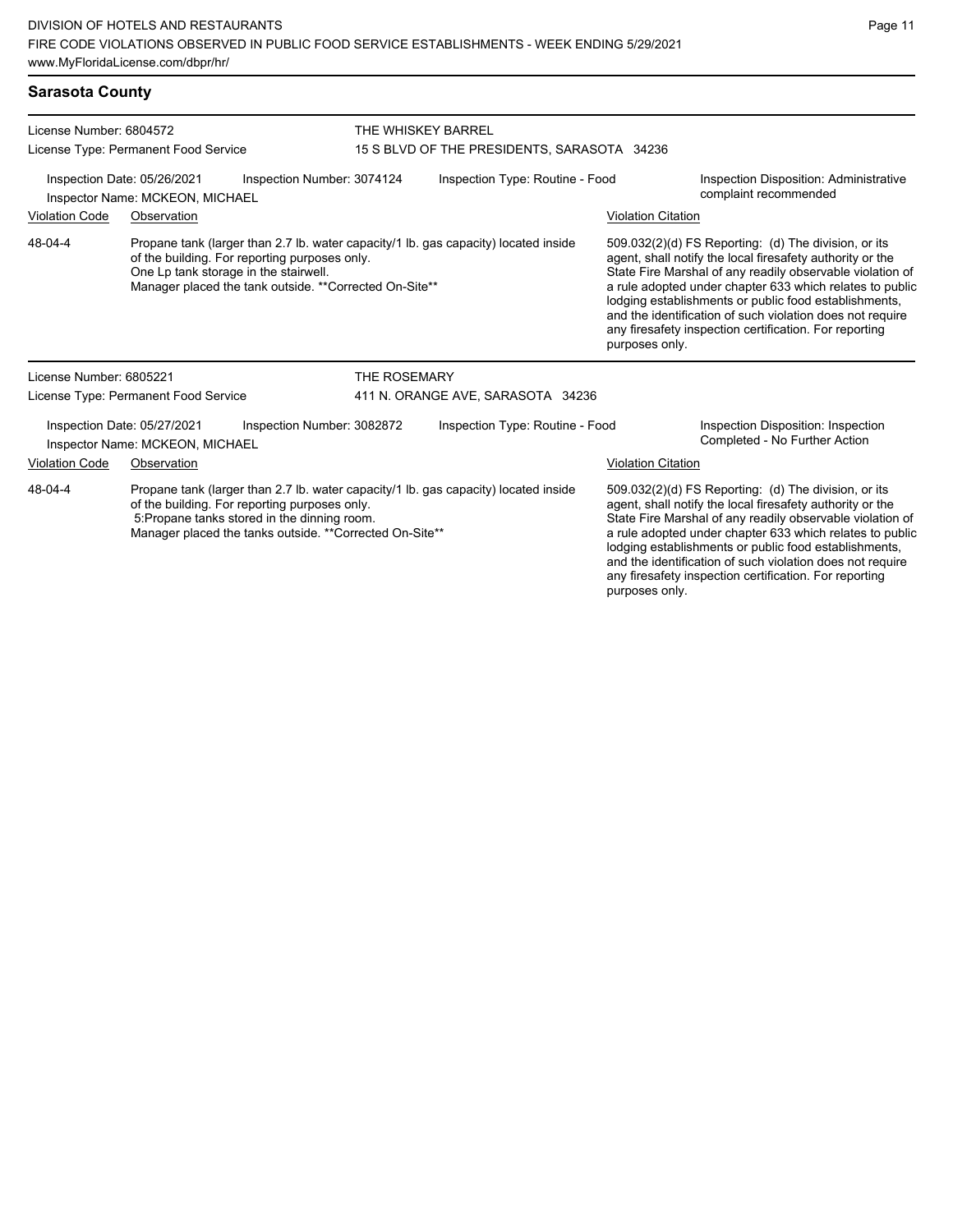## Sarasota County

License Number: 6804572
License Type: Permanent Food Service

THE WHISKEY BARREL
15 S BLVD OF THE PRESIDENTS, SARASOTA 34236

Inspection Date: 05/26/2021 | Inspection Number: 3074124 | Inspection Type: Routine - Food | Inspection Disposition: Administrative complaint recommended
Inspector Name: MCKEON, MICHAEL

| Violation Code | Observation | Violation Citation |
| --- | --- | --- |
| 48-04-4 | Propane tank (larger than 2.7 lb. water capacity/1 lb. gas capacity) located inside of the building. For reporting purposes only. One Lp tank storage in the stairwell. Manager placed the tank outside. **Corrected On-Site** | 509.032(2)(d) FS Reporting: (d) The division, or its agent, shall notify the local firesafety authority or the State Fire Marshal of any readily observable violation of a rule adopted under chapter 633 which relates to public lodging establishments or public food establishments, and the identification of such violation does not require any firesafety inspection certification. For reporting purposes only. |

License Number: 6805221
License Type: Permanent Food Service

THE ROSEMARY
411 N. ORANGE AVE, SARASOTA 34236

Inspection Date: 05/27/2021 | Inspection Number: 3082872 | Inspection Type: Routine - Food | Inspection Disposition: Inspection Completed - No Further Action
Inspector Name: MCKEON, MICHAEL

| Violation Code | Observation | Violation Citation |
| --- | --- | --- |
| 48-04-4 | Propane tank (larger than 2.7 lb. water capacity/1 lb. gas capacity) located inside of the building. For reporting purposes only. 5:Propane tanks stored in the dinning room. Manager placed the tanks outside. **Corrected On-Site** | 509.032(2)(d) FS Reporting: (d) The division, or its agent, shall notify the local firesafety authority or the State Fire Marshal of any readily observable violation of a rule adopted under chapter 633 which relates to public lodging establishments or public food establishments, and the identification of such violation does not require any firesafety inspection certification. For reporting purposes only. |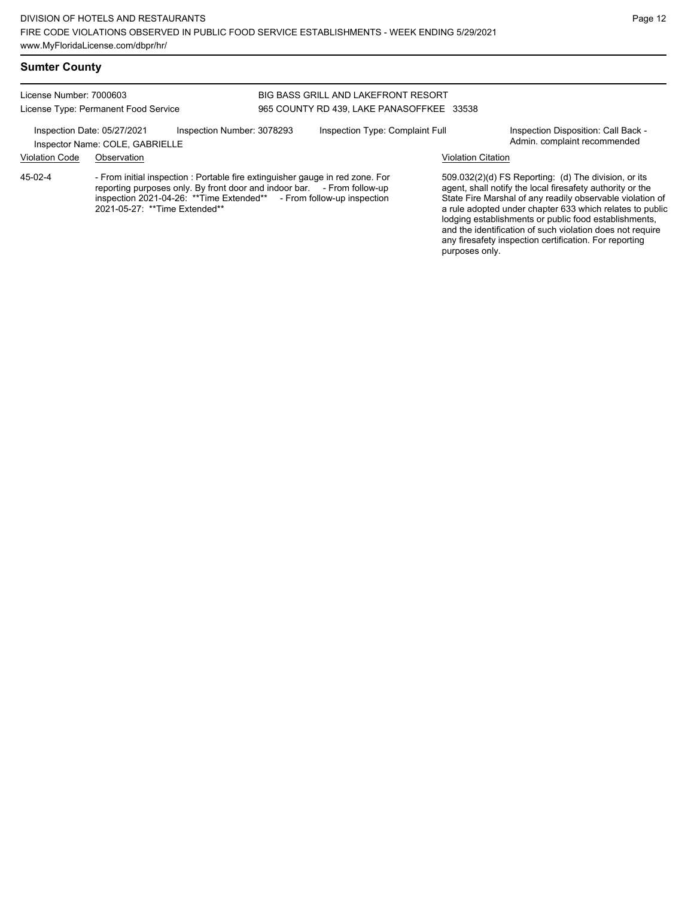## Sumter County

License Number: 7000603
License Type: Permanent Food Service

BIG BASS GRILL AND LAKEFRONT RESORT
965 COUNTY RD 439, LAKE PANASOFFKEE 33538

Inspection Date: 05/27/2021 Inspection Number: 3078293 Inspection Type: Complaint Full Inspection Disposition: Call Back - Admin. complaint recommended
Inspector Name: COLE, GABRIELLE

| Violation Code | Observation | Violation Citation |
|---|---|---|
| 45-02-4 | - From initial inspection : Portable fire extinguisher gauge in red zone. For reporting purposes only. By front door and indoor bar. - From follow-up inspection 2021-04-26: **Time Extended** - From follow-up inspection 2021-05-27: **Time Extended** | 509.032(2)(d) FS Reporting: (d) The division, or its agent, shall notify the local firesafety authority or the State Fire Marshal of any readily observable violation of a rule adopted under chapter 633 which relates to public lodging establishments or public food establishments, and the identification of such violation does not require any firesafety inspection certification. For reporting purposes only. |